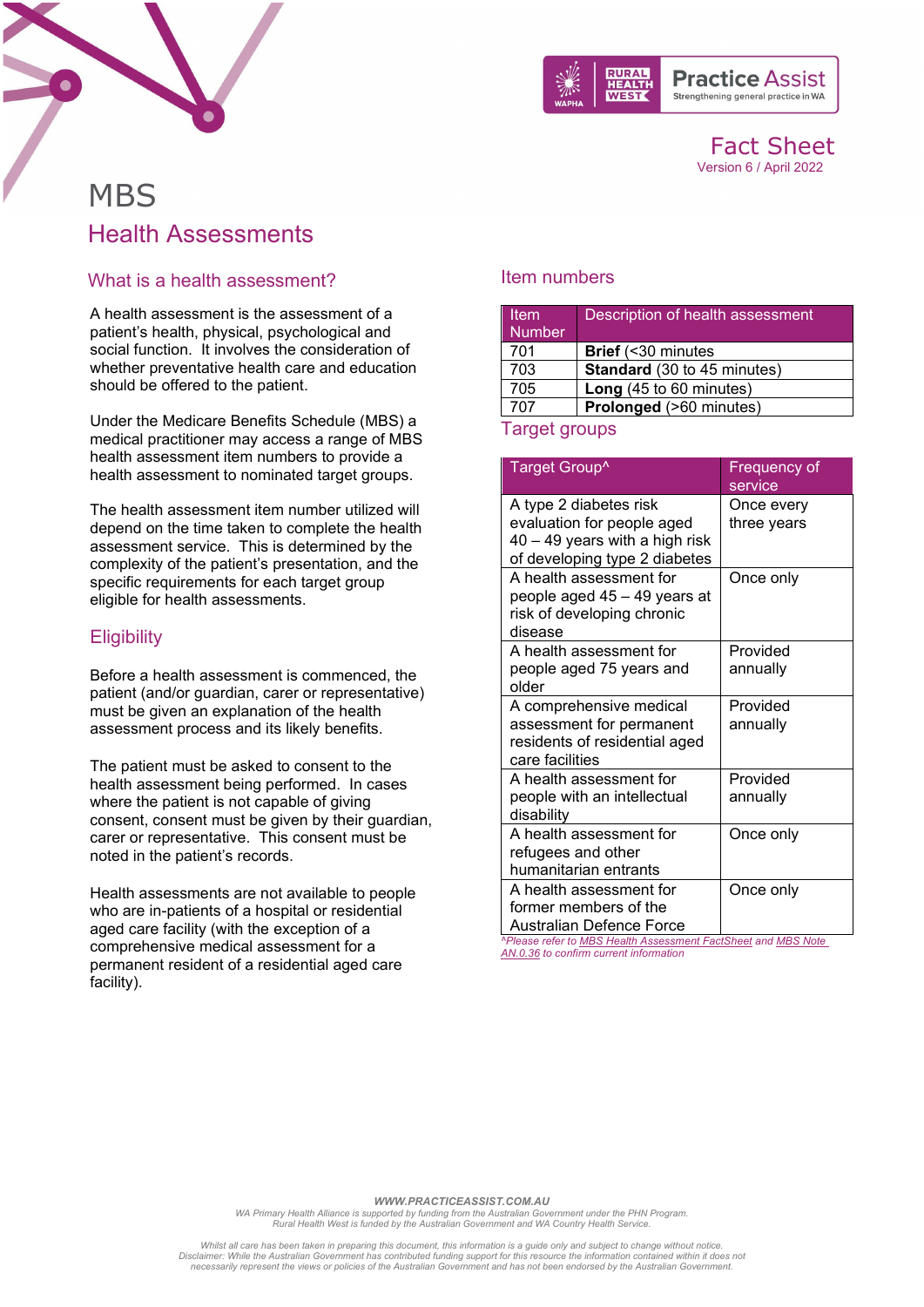Fact Sheet
Version 6 / April 2022

# MBS
## Health Assessments

### What is a health assessment?

A health assessment is the assessment of a patient's health, physical, psychological and social function. It involves the consideration of whether preventative health care and education should be offered to the patient.

Under the Medicare Benefits Schedule (MBS) a medical practitioner may access a range of MBS health assessment item numbers to provide a health assessment to nominated target groups.

The health assessment item number utilized will depend on the time taken to complete the health assessment service. This is determined by the complexity of the patient's presentation, and the specific requirements for each target group eligible for health assessments.

### Eligibility

Before a health assessment is commenced, the patient (and/or guardian, carer or representative) must be given an explanation of the health assessment process and its likely benefits.

The patient must be asked to consent to the health assessment being performed. In cases where the patient is not capable of giving consent, consent must be given by their guardian, carer or representative. This consent must be noted in the patient's records.

Health assessments are not available to people who are in-patients of a hospital or residential aged care facility (with the exception of a comprehensive medical assessment for a permanent resident of a residential aged care facility).

### Item numbers

| Item Number | Description of health assessment |
|---|---|
| 701 | **Brief** (<30 minutes |
| 703 | **Standard** (30 to 45 minutes) |
| 705 | **Long** (45 to 60 minutes) |
| 707 | **Prolonged** (>60 minutes) |

### Target groups

| Target Group^ | Frequency of service |
|---|---|
| A type 2 diabetes risk evaluation for people aged 40 – 49 years with a high risk of developing type 2 diabetes | Once every three years |
| A health assessment for people aged 45 – 49 years at risk of developing chronic disease | Once only |
| A health assessment for people aged 75 years and older | Provided annually |
| A comprehensive medical assessment for permanent residents of residential aged care facilities | Provided annually |
| A health assessment for people with an intellectual disability | Provided annually |
| A health assessment for refugees and other humanitarian entrants | Once only |
| A health assessment for former members of the Australian Defence Force | Once only |

*^Please refer to MBS Health Assessment FactSheet and MBS Note AN.0.36 to confirm current information*

*WWW.PRACTICEASSIST.COM.AU*
*WA Primary Health Alliance is supported by funding from the Australian Government under the PHN Program.*
*Rural Health West is funded by the Australian Government and WA Country Health Service.*

*Whilst all care has been taken in preparing this document, this information is a guide only and subject to change without notice.*
*Disclaimer: While the Australian Government has contributed funding support for this resource the information contained within it does not necessarily represent the views or policies of the Australian Government and has not been endorsed by the Australian Government.*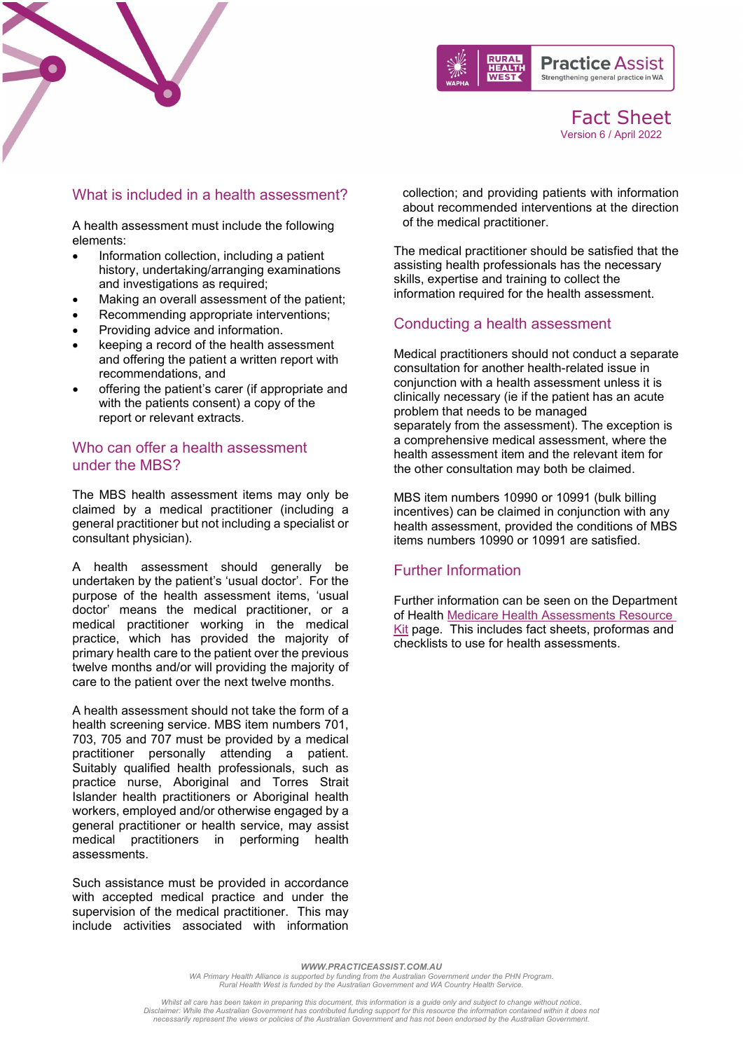## What is included in a health assessment?

A health assessment must include the following elements:

- Information collection, including a patient history, undertaking/arranging examinations and investigations as required;
- Making an overall assessment of the patient;
- Recommending appropriate interventions;
- Providing advice and information.
- keeping a record of the health assessment and offering the patient a written report with recommendations, and
- offering the patient's carer (if appropriate and with the patients consent) a copy of the report or relevant extracts.

## Who can offer a health assessment under the MBS?

The MBS health assessment items may only be claimed by a medical practitioner (including a general practitioner but not including a specialist or consultant physician).

A health assessment should generally be undertaken by the patient's 'usual doctor'. For the purpose of the health assessment items, 'usual doctor' means the medical practitioner, or a medical practitioner working in the medical practice, which has provided the majority of primary health care to the patient over the previous twelve months and/or will providing the majority of care to the patient over the next twelve months.

A health assessment should not take the form of a health screening service. MBS item numbers 701, 703, 705 and 707 must be provided by a medical practitioner personally attending a patient. Suitably qualified health professionals, such as practice nurse, Aboriginal and Torres Strait Islander health practitioners or Aboriginal health workers, employed and/or otherwise engaged by a general practitioner or health service, may assist medical practitioners in performing health assessments.

Such assistance must be provided in accordance with accepted medical practice and under the supervision of the medical practitioner. This may include activities associated with information collection; and providing patients with information about recommended interventions at the direction of the medical practitioner.

The medical practitioner should be satisfied that the assisting health professionals has the necessary skills, expertise and training to collect the information required for the health assessment.

## Conducting a health assessment

Medical practitioners should not conduct a separate consultation for another health-related issue in conjunction with a health assessment unless it is clinically necessary (ie if the patient has an acute problem that needs to be managed separately from the assessment). The exception is a comprehensive medical assessment, where the health assessment item and the relevant item for the other consultation may both be claimed.

MBS item numbers 10990 or 10991 (bulk billing incentives) can be claimed in conjunction with any health assessment, provided the conditions of MBS items numbers 10990 or 10991 are satisfied.

## Further Information

Further information can be seen on the Department of Health Medicare Health Assessments Resource Kit page. This includes fact sheets, proformas and checklists to use for health assessments.